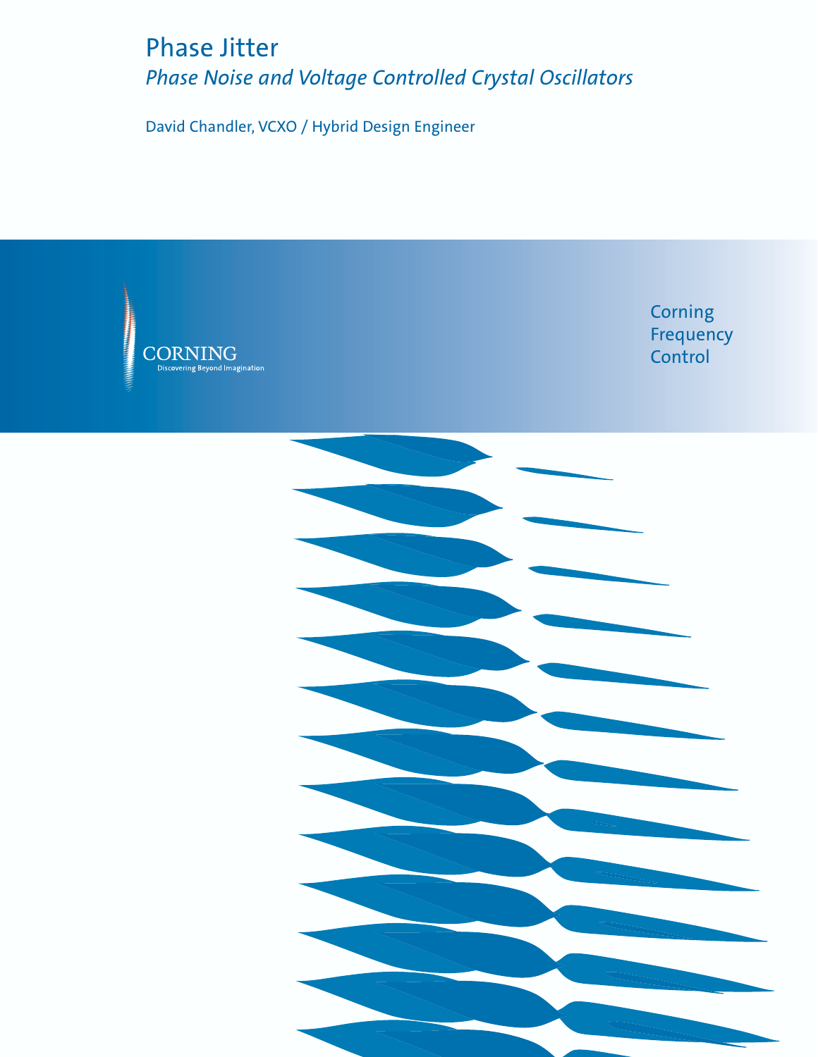# Phase Jitter

## *Phase Noise and Voltage Controlled Crystal Oscillators*

David Chandler, VCXO / Hybrid Design Engineer

CORNING
Discovering Beyond Imagination

Corning Frequency Control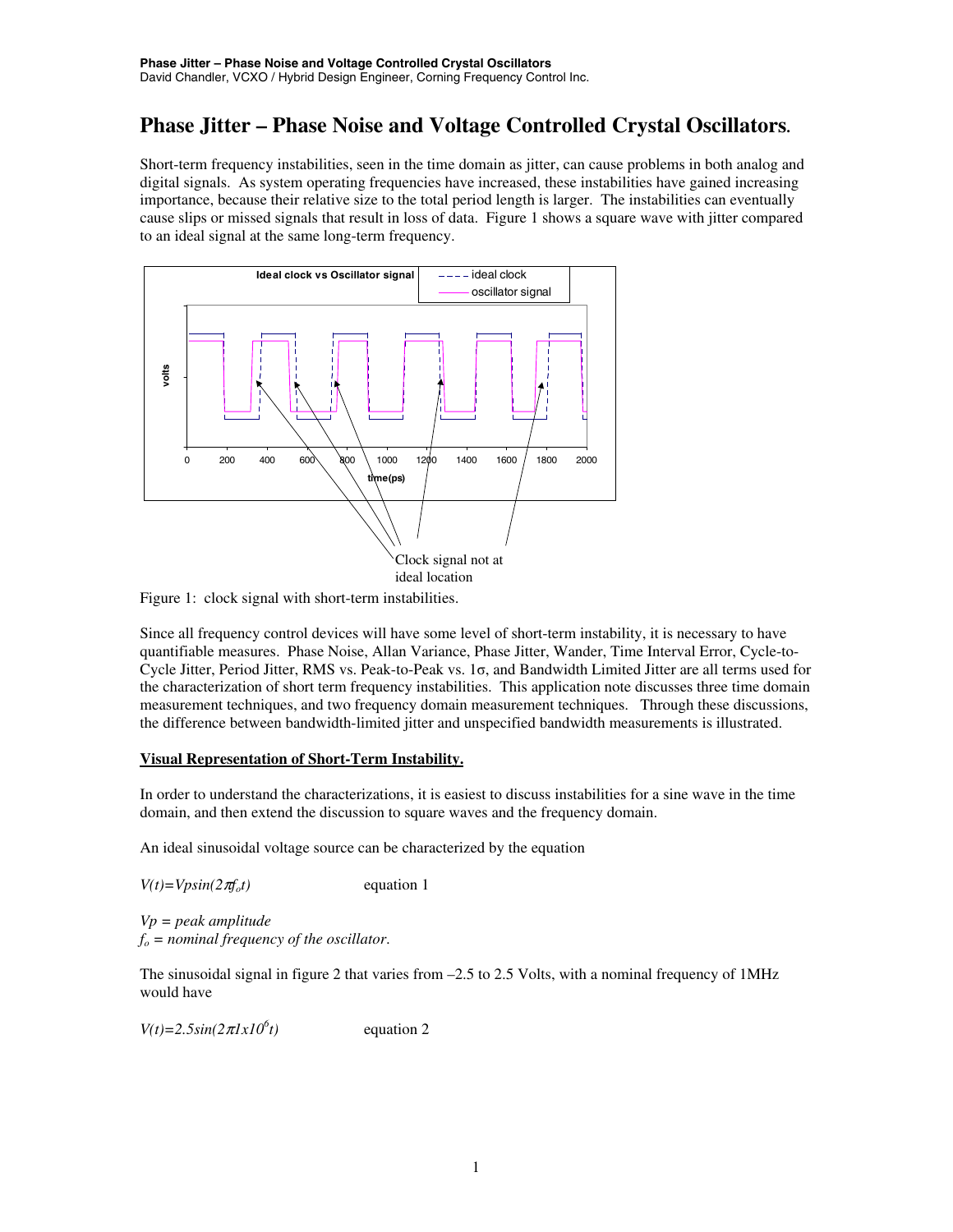# Phase Jitter – Phase Noise and Voltage Controlled Crystal Oscillators.

Short-term frequency instabilities, seen in the time domain as jitter, can cause problems in both analog and digital signals. As system operating frequencies have increased, these instabilities have gained increasing importance, because their relative size to the total period length is larger. The instabilities can eventually cause slips or missed signals that result in loss of data. Figure 1 shows a square wave with jitter compared to an ideal signal at the same long-term frequency.

Figure 1: clock signal with short-term instabilities.

Since all frequency control devices will have some level of short-term instability, it is necessary to have quantifiable measures. Phase Noise, Allan Variance, Phase Jitter, Wander, Time Interval Error, Cycle-to-Cycle Jitter, Period Jitter, RMS vs. Peak-to-Peak vs. 1σ, and Bandwidth Limited Jitter are all terms used for the characterization of short term frequency instabilities. This application note discusses three time domain measurement techniques, and two frequency domain measurement techniques. Through these discussions, the difference between bandwidth-limited jitter and unspecified bandwidth measurements is illustrated.

## Visual Representation of Short-Term Instability.

In order to understand the characterizations, it is easiest to discuss instabilities for a sine wave in the time domain, and then extend the discussion to square waves and the frequency domain.

An ideal sinusoidal voltage source can be characterized by the equation

$$V(t)=Vp\sin(2\pi f_o t) \qquad \text{equation 1}$$

*Vp = peak amplitude*
$f_o$ = *nominal frequency of the oscillator.*

The sinusoidal signal in figure 2 that varies from –2.5 to 2.5 Volts, with a nominal frequency of 1MHz would have

$$V(t)=2.5\sin(2\pi 1x10^6 t) \qquad \text{equation 2}$$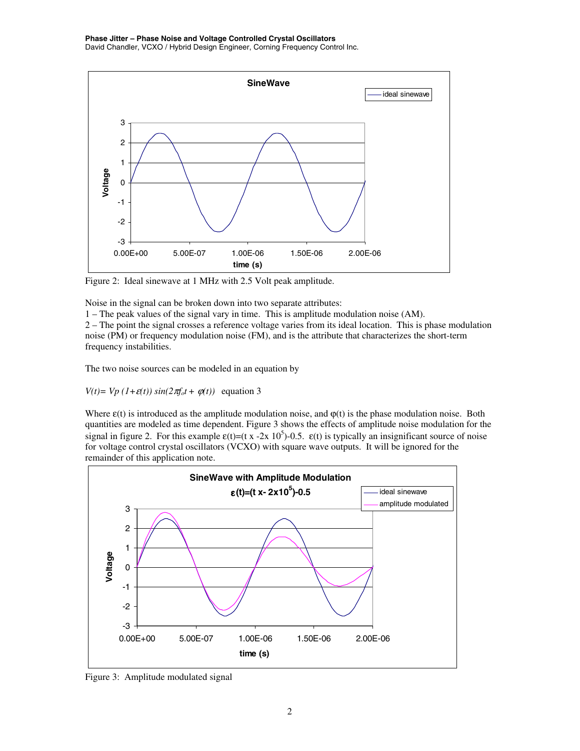Figure 2: Ideal sinewave at 1 MHz with 2.5 Volt peak amplitude.

Noise in the signal can be broken down into two separate attributes:

1 – The peak values of the signal vary in time. This is amplitude modulation noise (AM).

2 – The point the signal crosses a reference voltage varies from its ideal location. This is phase modulation noise (PM) or frequency modulation noise (FM), and is the attribute that characterizes the short-term frequency instabilities.

The two noise sources can be modeled in an equation by

$V(t)= Vp\,(1+\varepsilon(t))\,\sin(2\pi f_o t + \varphi(t))$ equation 3

Where $\varepsilon(t)$ is introduced as the amplitude modulation noise, and $\varphi(t)$ is the phase modulation noise. Both quantities are modeled as time dependent. Figure 3 shows the effects of amplitude noise modulation for the signal in figure 2. For this example $\varepsilon(t)=(t \times -2\times 10^5)-0.5$. $\varepsilon(t)$ is typically an insignificant source of noise for voltage control crystal oscillators (VCXO) with square wave outputs. It will be ignored for the remainder of this application note.

Figure 3: Amplitude modulated signal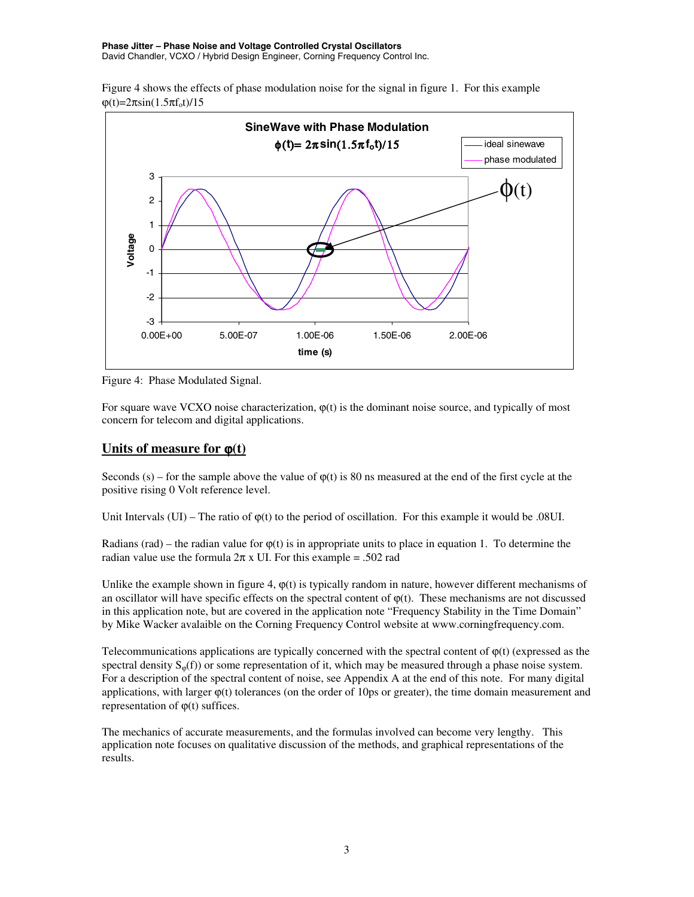Figure 4 shows the effects of phase modulation noise for the signal in figure 1. For this example $\varphi(t)=2\pi\sin(1.5\pi f_o t)/15$

Figure 4: Phase Modulated Signal.

For square wave VCXO noise characterization, $\varphi(t)$ is the dominant noise source, and typically of most concern for telecom and digital applications.

## Units of measure for $\varphi$(t)

Seconds (s) – for the sample above the value of $\varphi(t)$ is 80 ns measured at the end of the first cycle at the positive rising 0 Volt reference level.

Unit Intervals (UI) – The ratio of $\varphi(t)$ to the period of oscillation. For this example it would be .08UI.

Radians (rad) – the radian value for $\varphi(t)$ is in appropriate units to place in equation 1. To determine the radian value use the formula $2\pi$ x UI. For this example = .502 rad

Unlike the example shown in figure 4, $\varphi(t)$ is typically random in nature, however different mechanisms of an oscillator will have specific effects on the spectral content of $\varphi(t)$. These mechanisms are not discussed in this application note, but are covered in the application note "Frequency Stability in the Time Domain" by Mike Wacker avalaible on the Corning Frequency Control website at www.corningfrequency.com.

Telecommunications applications are typically concerned with the spectral content of $\varphi(t)$ (expressed as the spectral density $S_\varphi(f)$) or some representation of it, which may be measured through a phase noise system. For a description of the spectral content of noise, see Appendix A at the end of this note. For many digital applications, with larger $\varphi(t)$ tolerances (on the order of 10ps or greater), the time domain measurement and representation of $\varphi(t)$ suffices.

The mechanics of accurate measurements, and the formulas involved can become very lengthy. This application note focuses on qualitative discussion of the methods, and graphical representations of the results.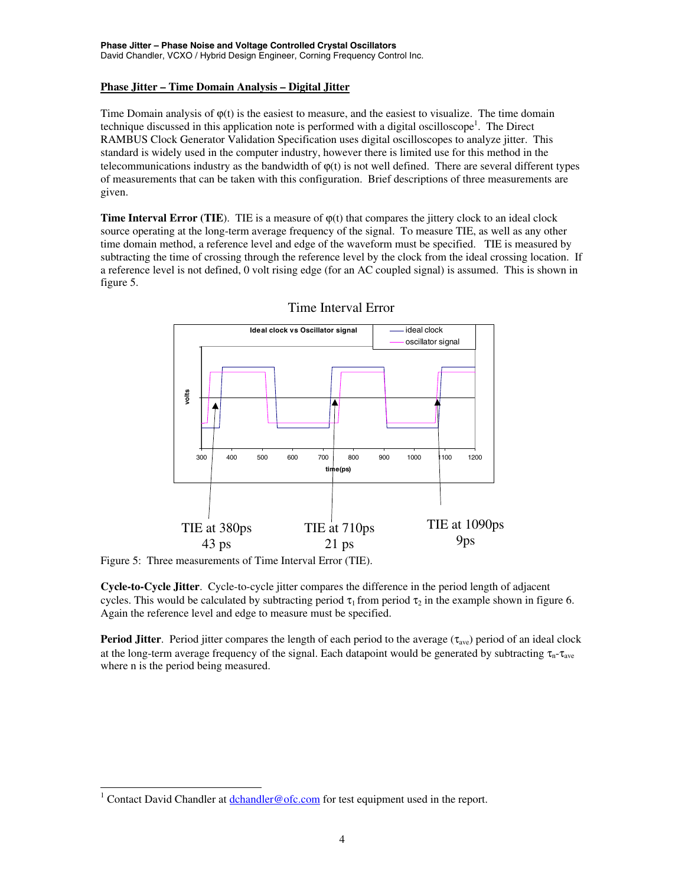## Phase Jitter – Time Domain Analysis – Digital Jitter

Time Domain analysis of φ(t) is the easiest to measure, and the easiest to visualize. The time domain technique discussed in this application note is performed with a digital oscilloscope[1]. The Direct RAMBUS Clock Generator Validation Specification uses digital oscilloscopes to analyze jitter. This standard is widely used in the computer industry, however there is limited use for this method in the telecommunications industry as the bandwidth of φ(t) is not well defined. There are several different types of measurements that can be taken with this configuration. Brief descriptions of three measurements are given.

**Time Interval Error (TIE)**. TIE is a measure of φ(t) that compares the jittery clock to an ideal clock source operating at the long-term average frequency of the signal. To measure TIE, as well as any other time domain method, a reference level and edge of the waveform must be specified. TIE is measured by subtracting the time of crossing through the reference level by the clock from the ideal crossing location. If a reference level is not defined, 0 volt rising edge (for an AC coupled signal) is assumed. This is shown in figure 5.

Time Interval Error

Ideal clock vs Oscillator signal

TIE at 380ps 43 ps

TIE at 710ps 21 ps

TIE at 1090ps 9ps

Figure 5: Three measurements of Time Interval Error (TIE).

**Cycle-to-Cycle Jitter**. Cycle-to-cycle jitter compares the difference in the period length of adjacent cycles. This would be calculated by subtracting period $\tau_1$ from period $\tau_2$ in the example shown in figure 6. Again the reference level and edge to measure must be specified.

**Period Jitter**. Period jitter compares the length of each period to the average ($\tau_{ave}$) period of an ideal clock at the long-term average frequency of the signal. Each datapoint would be generated by subtracting $\tau_n$-$\tau_{ave}$ where n is the period being measured.

[1] Contact David Chandler at dchandler@ofc.com for test equipment used in the report.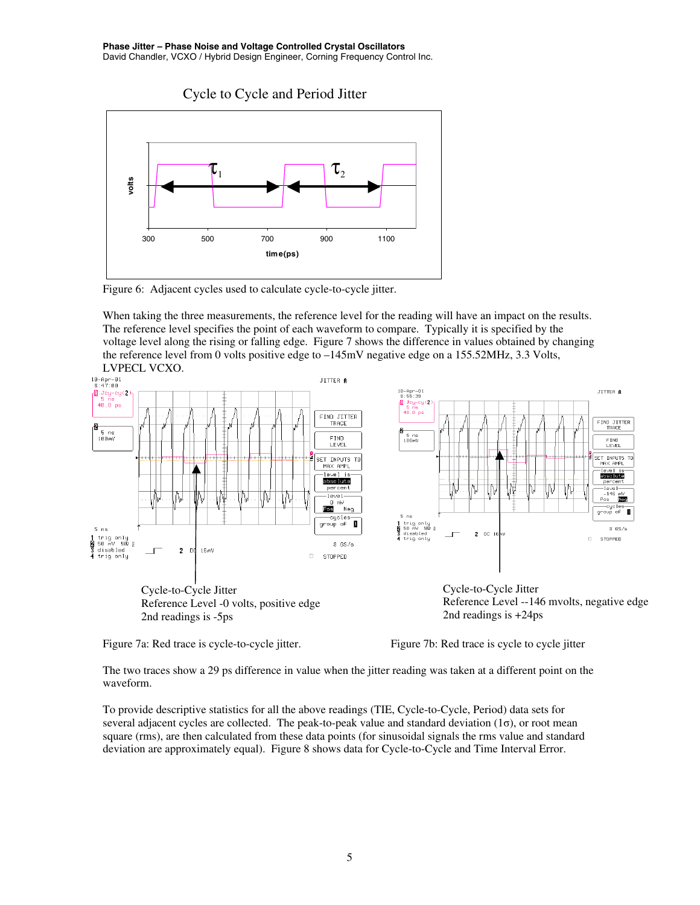Cycle to Cycle and Period Jitter

Figure 6: Adjacent cycles used to calculate cycle-to-cycle jitter.

When taking the three measurements, the reference level for the reading will have an impact on the results. The reference level specifies the point of each waveform to compare. Typically it is specified by the voltage level along the rising or falling edge. Figure 7 shows the difference in values obtained by changing the reference level from 0 volts positive edge to –145mV negative edge on a 155.52MHz, 3.3 Volts, LVPECL VCXO.

Cycle-to-Cycle Jitter
Reference Level -0 volts, positive edge
2nd readings is -5ps

Cycle-to-Cycle Jitter
Reference Level --146 mvolts, negative edge
2nd readings is +24ps

Figure 7a: Red trace is cycle-to-cycle jitter.

Figure 7b: Red trace is cycle to cycle jitter

The two traces show a 29 ps difference in value when the jitter reading was taken at a different point on the waveform.

To provide descriptive statistics for all the above readings (TIE, Cycle-to-Cycle, Period) data sets for several adjacent cycles are collected. The peak-to-peak value and standard deviation ($1\sigma$), or root mean square (rms), are then calculated from these data points (for sinusoidal signals the rms value and standard deviation are approximately equal). Figure 8 shows data for Cycle-to-Cycle and Time Interval Error.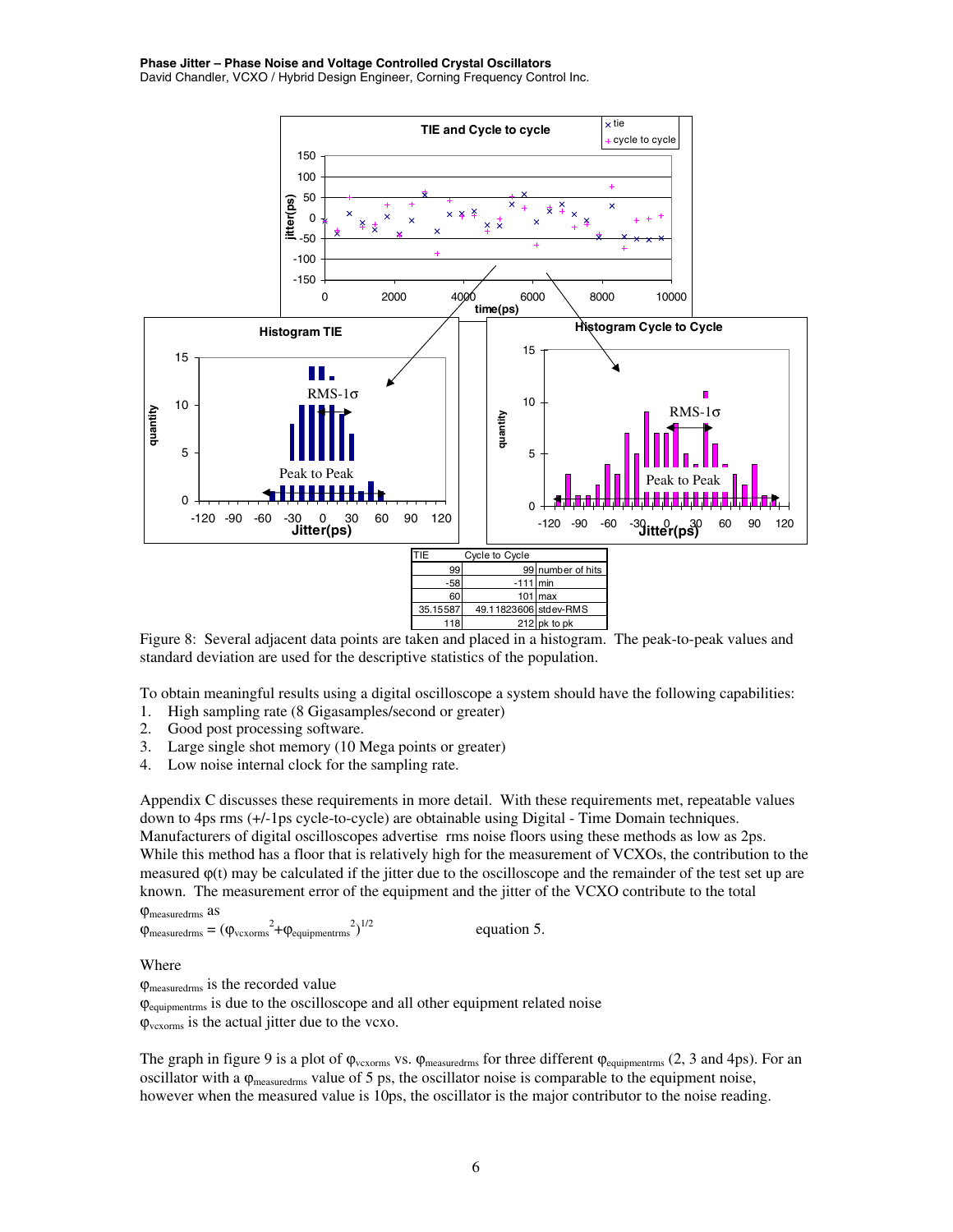| TIE | Cycle to Cycle | |
|---|---|---|
| 99 | 99 | number of hits |
| -58 | -111 | min |
| 60 | 101 | max |
| 35.15587 | 49.11823606 | stdev-RMS |
| 118 | 212 | pk to pk |

Figure 8: Several adjacent data points are taken and placed in a histogram. The peak-to-peak values and standard deviation are used for the descriptive statistics of the population.

To obtain meaningful results using a digital oscilloscope a system should have the following capabilities:

1. High sampling rate (8 Gigasamples/second or greater)
2. Good post processing software.
3. Large single shot memory (10 Mega points or greater)
4. Low noise internal clock for the sampling rate.

Appendix C discusses these requirements in more detail. With these requirements met, repeatable values down to 4ps rms (+/-1ps cycle-to-cycle) are obtainable using Digital - Time Domain techniques. Manufacturers of digital oscilloscopes advertise rms noise floors using these methods as low as 2ps. While this method has a floor that is relatively high for the measurement of VCXOs, the contribution to the measured $\varphi(t)$ may be calculated if the jitter due to the oscilloscope and the remainder of the test set up are known. The measurement error of the equipment and the jitter of the VCXO contribute to the total $\varphi_{measuredrms}$ as

$$\varphi_{measuredrms} = (\varphi_{vcxorms}{}^{2} + \varphi_{equipmentrms}{}^{2})^{1/2} \qquad \text{equation 5.}$$

Where

$\varphi_{measuredrms}$ is the recorded value

$\varphi_{equipmentrms}$ is due to the oscilloscope and all other equipment related noise

$\varphi_{vcxorms}$ is the actual jitter due to the vcxo.

The graph in figure 9 is a plot of $\varphi_{vcxorms}$ vs. $\varphi_{measuredrms}$ for three different $\varphi_{equipmentrms}$ (2, 3 and 4ps). For an oscillator with a $\varphi_{measuredrms}$ value of 5 ps, the oscillator noise is comparable to the equipment noise, however when the measured value is 10ps, the oscillator is the major contributor to the noise reading.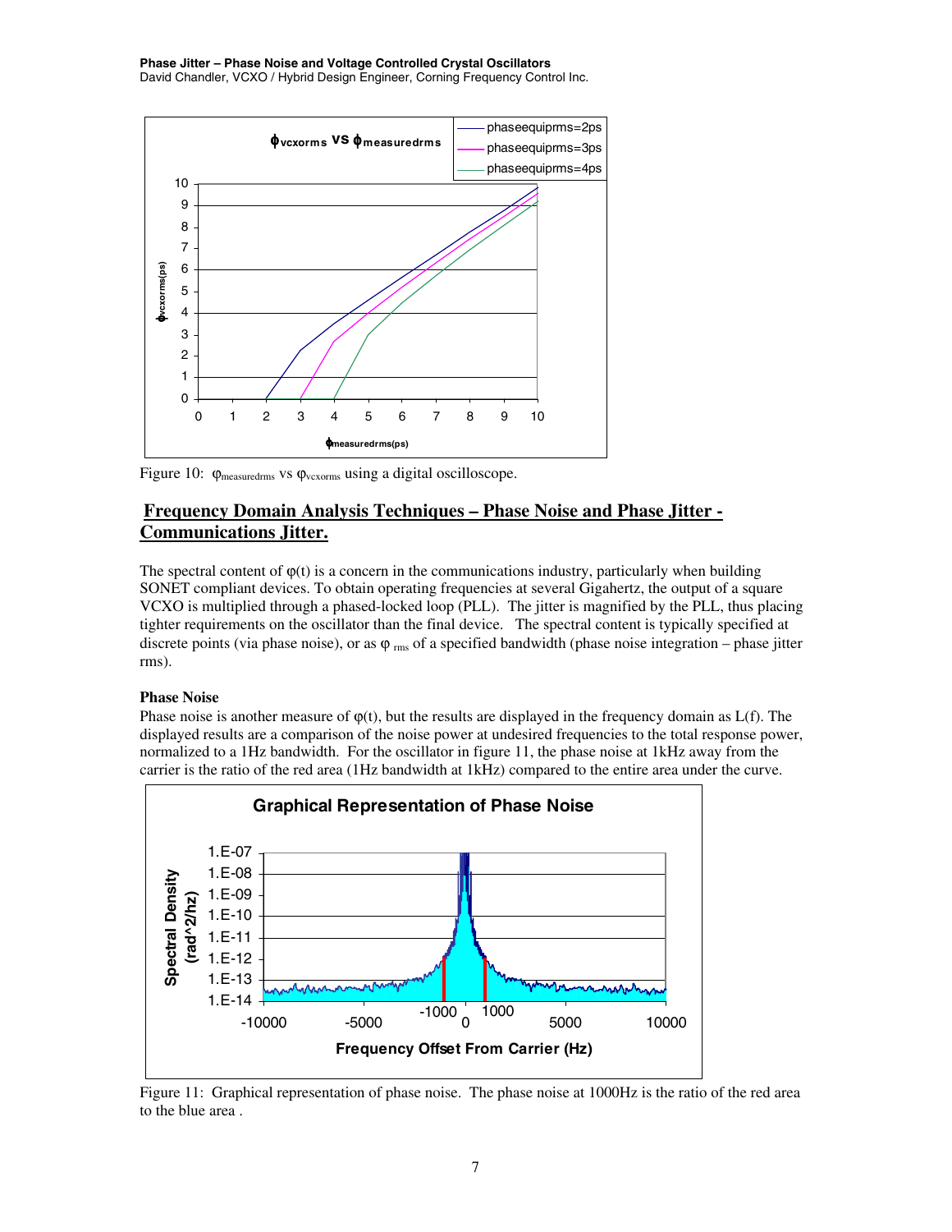Figure 10: $\varphi_{measuredrms}$ vs $\varphi_{vcxorms}$ using a digital oscilloscope.

## Frequency Domain Analysis Techniques – Phase Noise and Phase Jitter - Communications Jitter.

The spectral content of $\varphi(t)$ is a concern in the communications industry, particularly when building SONET compliant devices. To obtain operating frequencies at several Gigahertz, the output of a square VCXO is multiplied through a phased-locked loop (PLL). The jitter is magnified by the PLL, thus placing tighter requirements on the oscillator than the final device. The spectral content is typically specified at discrete points (via phase noise), or as $\varphi_{rms}$ of a specified bandwidth (phase noise integration – phase jitter rms).

### Phase Noise

Phase noise is another measure of $\varphi(t)$, but the results are displayed in the frequency domain as L(f). The displayed results are a comparison of the noise power at undesired frequencies to the total response power, normalized to a 1Hz bandwidth. For the oscillator in figure 11, the phase noise at 1kHz away from the carrier is the ratio of the red area (1Hz bandwidth at 1kHz) compared to the entire area under the curve.

Figure 11: Graphical representation of phase noise. The phase noise at 1000Hz is the ratio of the red area to the blue area .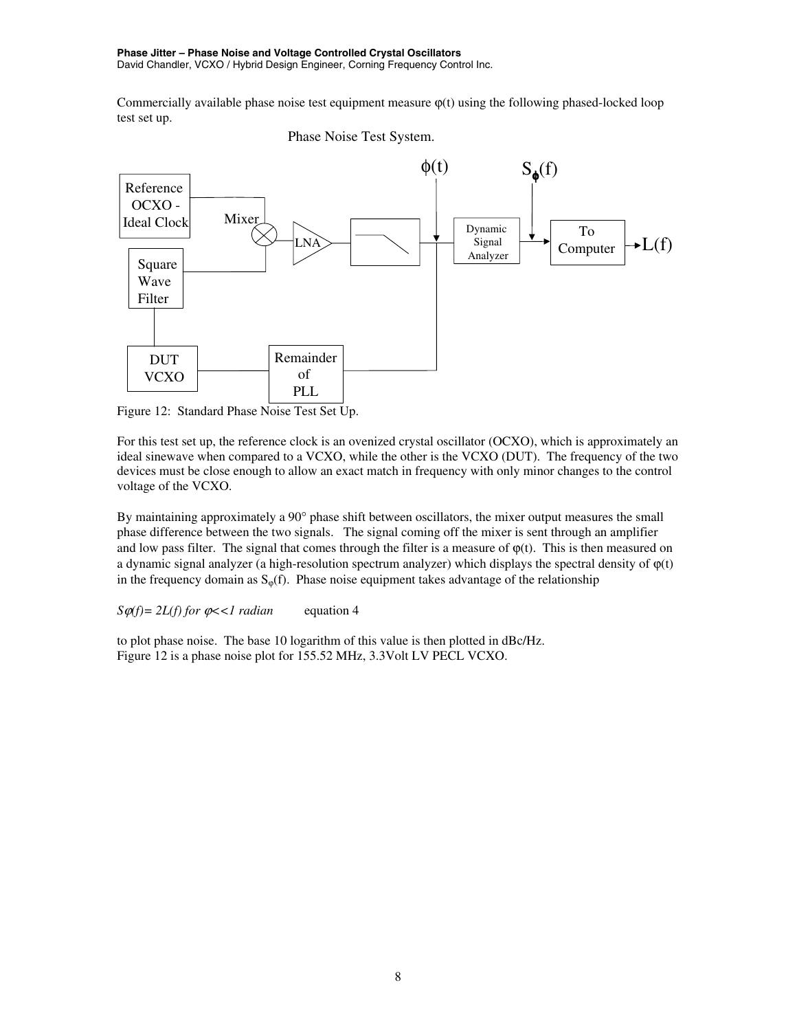Commercially available phase noise test equipment measure φ(t) using the following phased-locked loop test set up.

Phase Noise Test System.

Figure 12: Standard Phase Noise Test Set Up.

For this test set up, the reference clock is an ovenized crystal oscillator (OCXO), which is approximately an ideal sinewave when compared to a VCXO, while the other is the VCXO (DUT). The frequency of the two devices must be close enough to allow an exact match in frequency with only minor changes to the control voltage of the VCXO.

By maintaining approximately a 90° phase shift between oscillators, the mixer output measures the small phase difference between the two signals. The signal coming off the mixer is sent through an amplifier and low pass filter. The signal that comes through the filter is a measure of φ(t). This is then measured on a dynamic signal analyzer (a high-resolution spectrum analyzer) which displays the spectral density of φ(t) in the frequency domain as $S_\varphi(f)$. Phase noise equipment takes advantage of the relationship

$S\varphi(f)= 2L(f)$ *for* $\varphi<<1$ *radian* equation 4

to plot phase noise. The base 10 logarithm of this value is then plotted in dBc/Hz.
Figure 12 is a phase noise plot for 155.52 MHz, 3.3Volt LV PECL VCXO.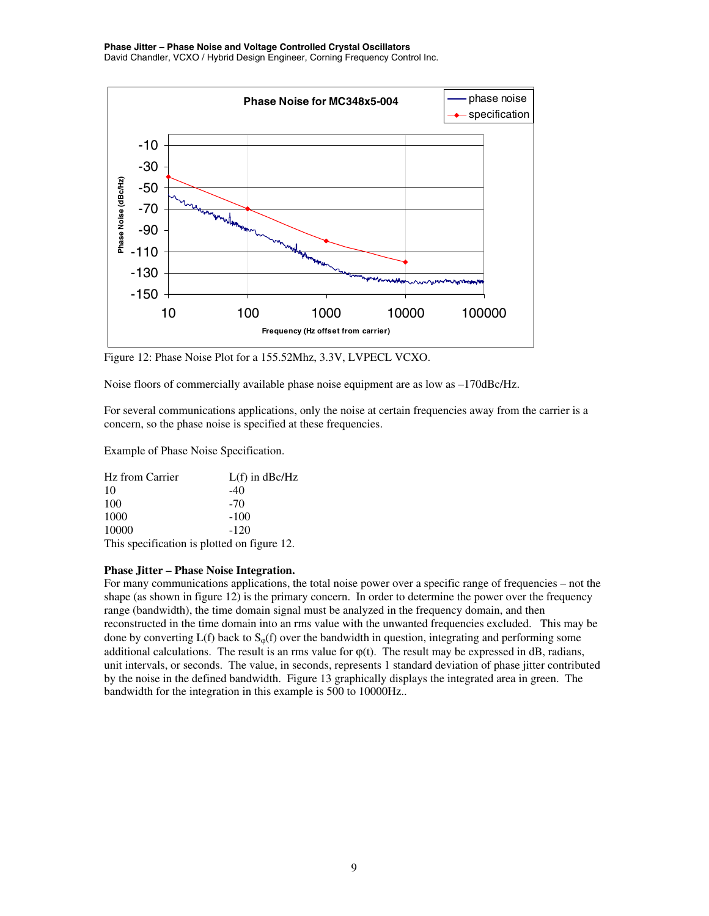Figure 12: Phase Noise Plot for a 155.52Mhz, 3.3V, LVPECL VCXO.

Noise floors of commercially available phase noise equipment are as low as –170dBc/Hz.

For several communications applications, only the noise at certain frequencies away from the carrier is a concern, so the phase noise is specified at these frequencies.

Example of Phase Noise Specification.

| Hz from Carrier | L(f) in dBc/Hz |
|---|---|
| 10 | -40 |
| 100 | -70 |
| 1000 | -100 |
| 10000 | -120 |

This specification is plotted on figure 12.

**Phase Jitter – Phase Noise Integration.**
For many communications applications, the total noise power over a specific range of frequencies – not the shape (as shown in figure 12) is the primary concern. In order to determine the power over the frequency range (bandwidth), the time domain signal must be analyzed in the frequency domain, and then reconstructed in the time domain into an rms value with the unwanted frequencies excluded. This may be done by converting L(f) back to $S_\varphi(f)$ over the bandwidth in question, integrating and performing some additional calculations. The result is an rms value for $\varphi(t)$. The result may be expressed in dB, radians, unit intervals, or seconds. The value, in seconds, represents 1 standard deviation of phase jitter contributed by the noise in the defined bandwidth. Figure 13 graphically displays the integrated area in green. The bandwidth for the integration in this example is 500 to 10000Hz..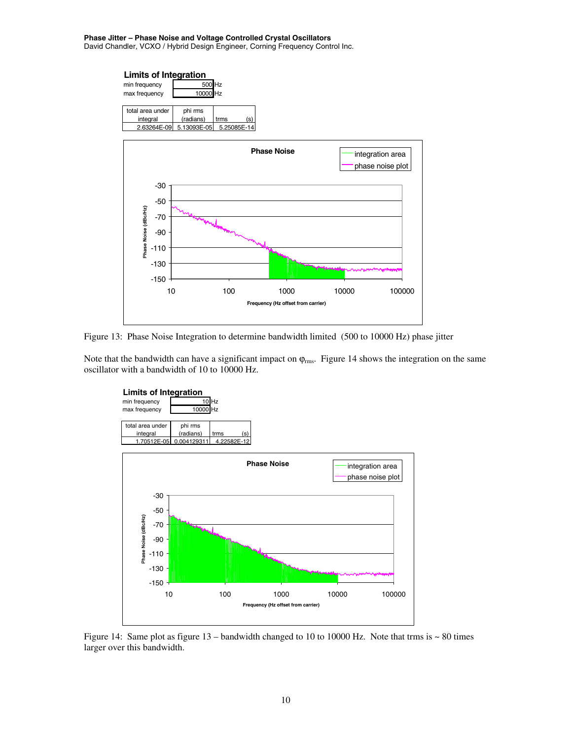**Limits of Integration**

| min frequency | 500 | Hz |
|---|---|---|
| max frequency | 10000 | Hz |

| total area under integral | phi rms (radians) | trms (s) |
|---|---|---|
| 2.63264E-09 | 5.13093E-05 | 5.25085E-14 |

Figure 13: Phase Noise Integration to determine bandwidth limited (500 to 10000 Hz) phase jitter

Note that the bandwidth can have a significant impact on $\varphi_{rms}$. Figure 14 shows the integration on the same oscillator with a bandwidth of 10 to 10000 Hz.

**Limits of Integration**

| min frequency | 10 | Hz |
|---|---|---|
| max frequency | 10000 | Hz |

| total area under integral | phi rms (radians) | trms (s) |
|---|---|---|
| 1.70512E-05 | 0.004129311 | 4.22582E-12 |

Figure 14: Same plot as figure 13 – bandwidth changed to 10 to 10000 Hz. Note that trms is ~ 80 times larger over this bandwidth.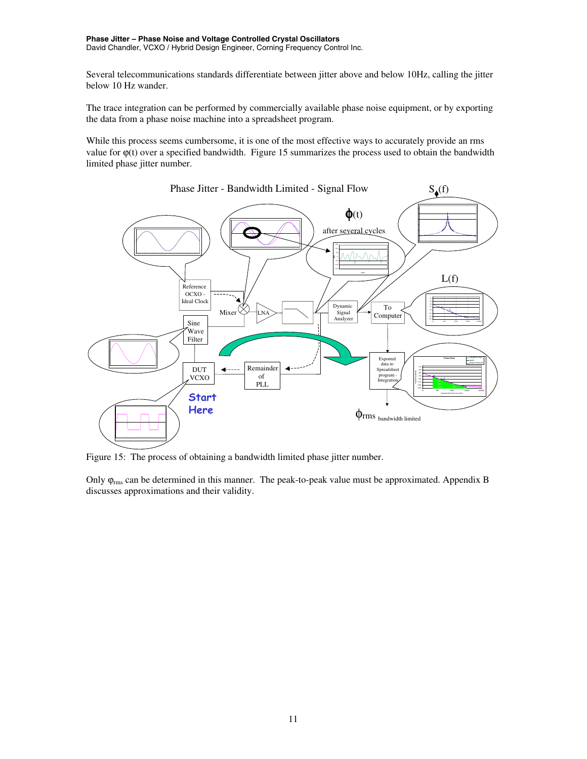Several telecommunications standards differentiate between jitter above and below 10Hz, calling the jitter below 10 Hz wander.

The trace integration can be performed by commercially available phase noise equipment, or by exporting the data from a phase noise machine into a spreadsheet program.

While this process seems cumbersome, it is one of the most effective ways to accurately provide an rms value for $\varphi(t)$ over a specified bandwidth. Figure 15 summarizes the process used to obtain the bandwidth limited phase jitter number.

Figure 15: The process of obtaining a bandwidth limited phase jitter number.

Only $\varphi_{rms}$ can be determined in this manner. The peak-to-peak value must be approximated. Appendix B discusses approximations and their validity.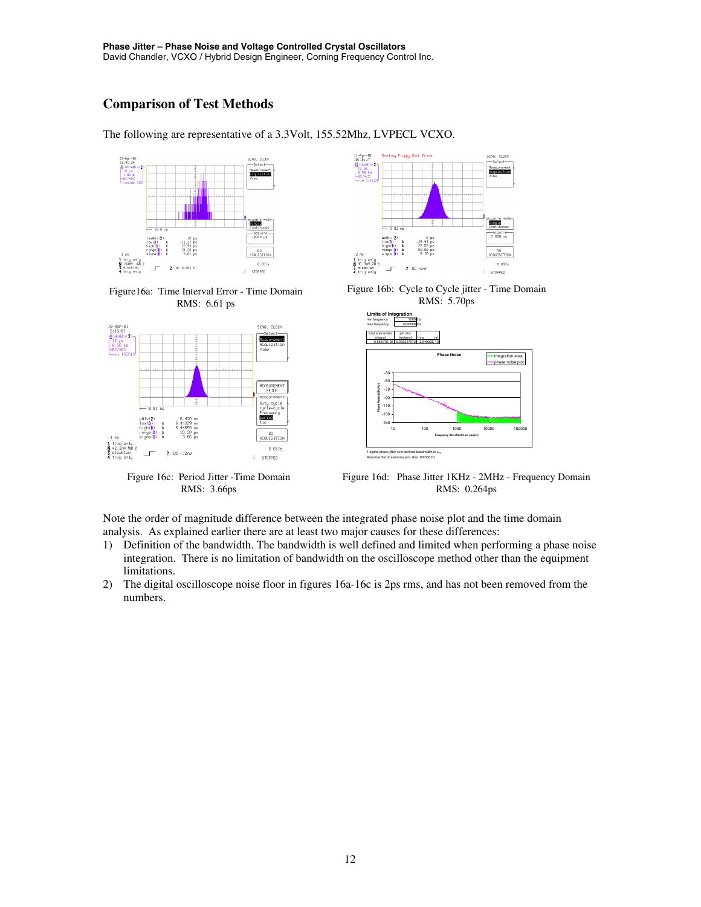## Comparison of Test Methods

The following are representative of a 3.3Volt, 155.52Mhz, LVPECL VCXO.

Figure16a: Time Interval Error - Time Domain
RMS: 6.61 ps

Figure 16b: Cycle to Cycle jitter - Time Domain
RMS: 5.70ps

Figure 16c: Period Jitter -Time Domain
RMS: 3.66ps

Figure 16d: Phase Jitter 1KHz - 2MHz - Frequency Domain
RMS: 0.264ps

Note the order of magnitude difference between the integrated phase noise plot and the time domain analysis. As explained earlier there are at least two major causes for these differences:

1) Definition of the bandwidth. The bandwidth is well defined and limited when performing a phase noise integration. There is no limitation of bandwidth on the oscilloscope method other than the equipment limitations.
2) The digital oscilloscope noise floor in figures 16a-16c is 2ps rms, and has not been removed from the numbers.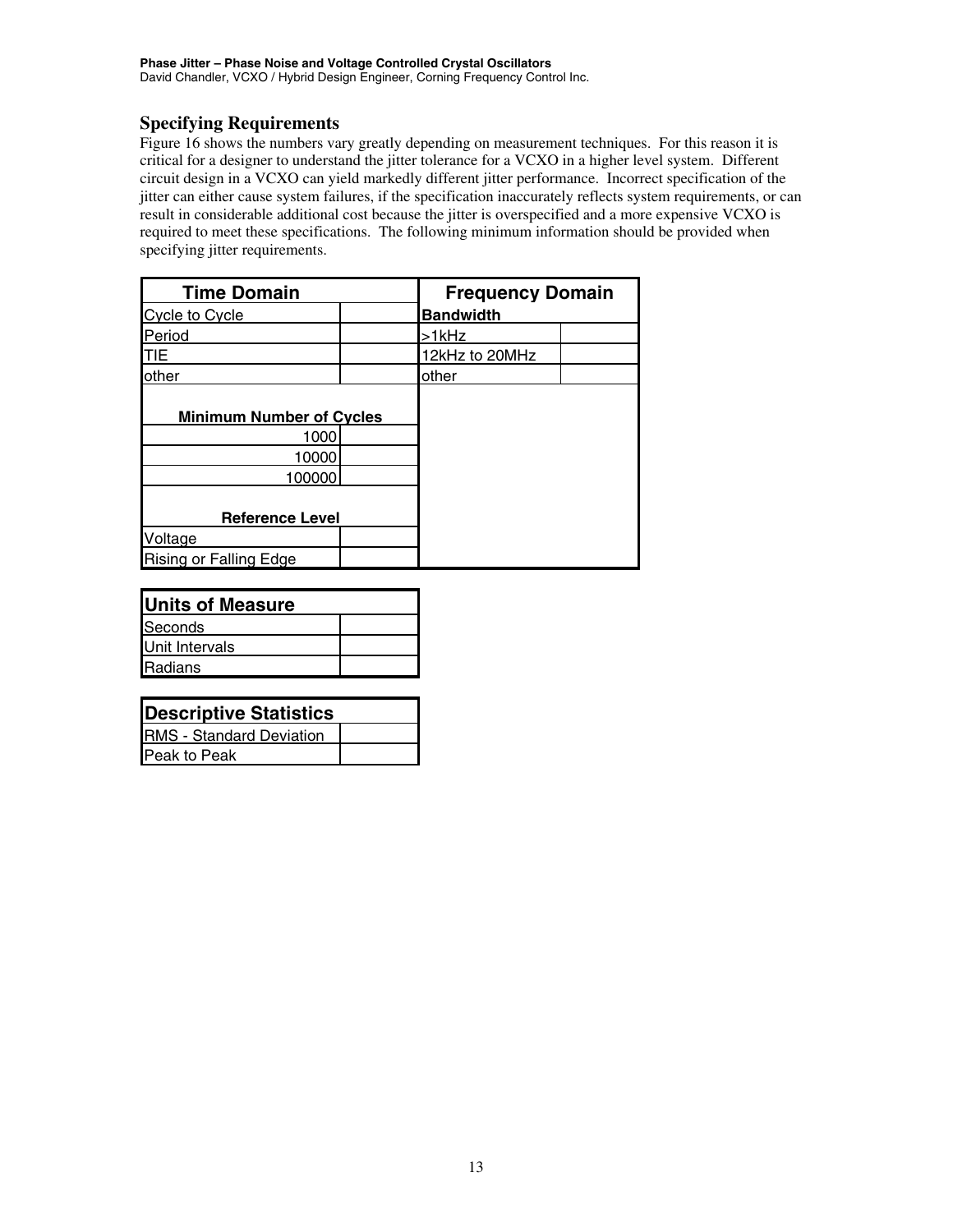## Specifying Requirements

Figure 16 shows the numbers vary greatly depending on measurement techniques. For this reason it is critical for a designer to understand the jitter tolerance for a VCXO in a higher level system. Different circuit design in a VCXO can yield markedly different jitter performance. Incorrect specification of the jitter can either cause system failures, if the specification inaccurately reflects system requirements, or can result in considerable additional cost because the jitter is overspecified and a more expensive VCXO is required to meet these specifications. The following minimum information should be provided when specifying jitter requirements.

| Time Domain | | Frequency Domain | |
|---|---|---|---|
| Cycle to Cycle | | **Bandwidth** | |
| Period | | >1kHz | |
| TIE | | 12kHz to 20MHz | |
| other | | other | |
| **Minimum Number of Cycles** | | | |
| 1000 | | | |
| 10000 | | | |
| 100000 | | | |
| **Reference Level** | | | |
| Voltage | | | |
| Rising or Falling Edge | | | |

| Units of Measure | |
|---|---|
| Seconds | |
| Unit Intervals | |
| Radians | |

| Descriptive Statistics | |
|---|---|
| RMS - Standard Deviation | |
| Peak to Peak | |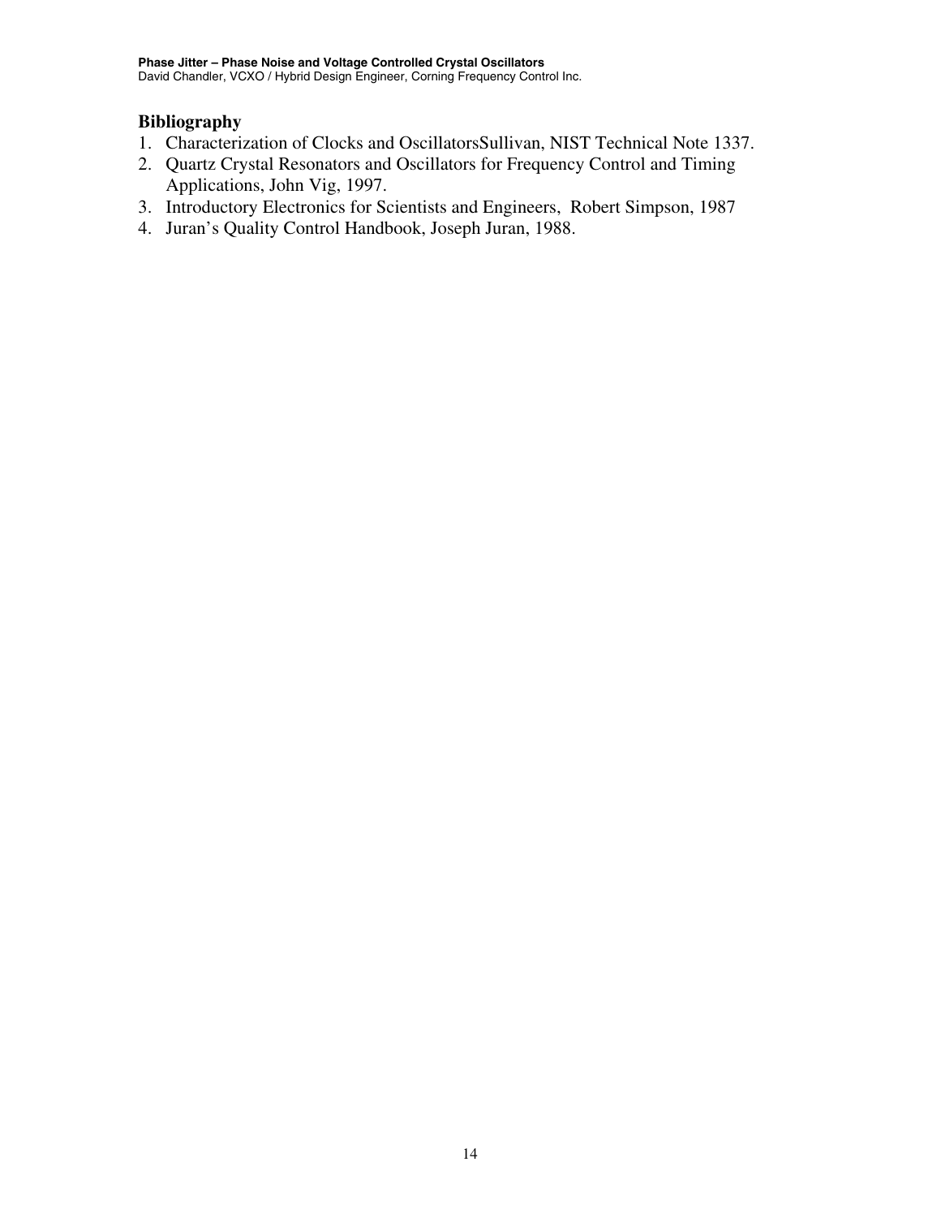## Bibliography

1. Characterization of Clocks and OscillatorsSullivan, NIST Technical Note 1337.
2. Quartz Crystal Resonators and Oscillators for Frequency Control and Timing Applications, John Vig, 1997.
3. Introductory Electronics for Scientists and Engineers, Robert Simpson, 1987
4. Juran's Quality Control Handbook, Joseph Juran, 1988.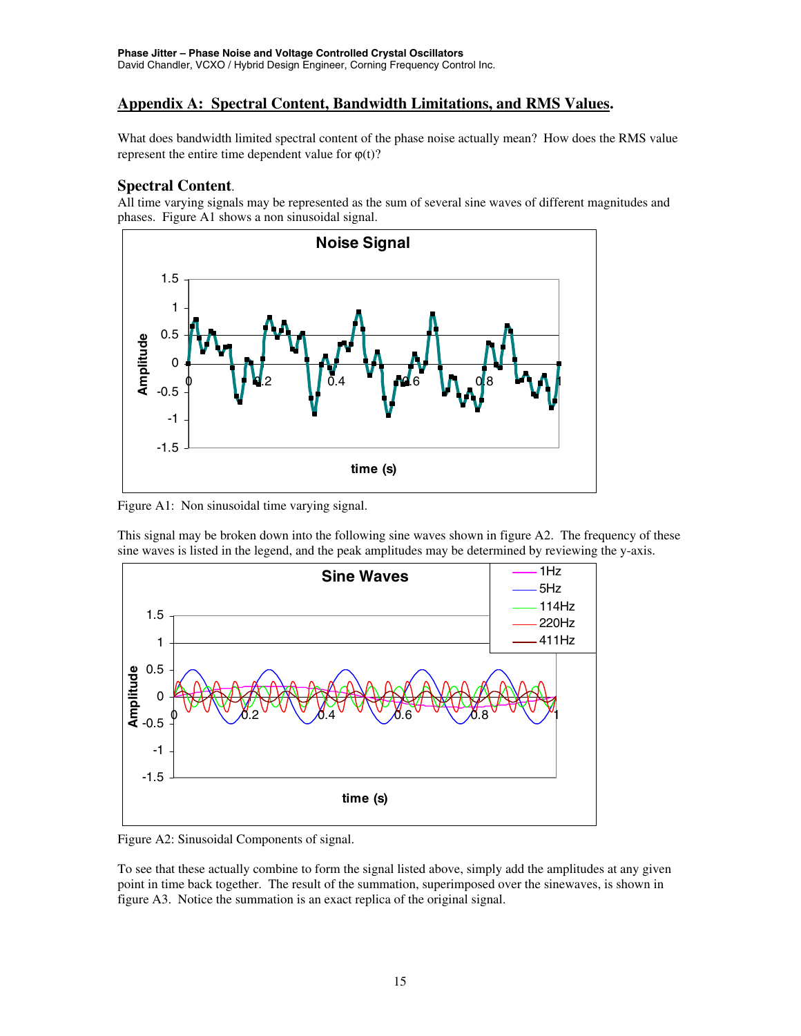## Appendix A: Spectral Content, Bandwidth Limitations, and RMS Values.

What does bandwidth limited spectral content of the phase noise actually mean? How does the RMS value represent the entire time dependent value for $\varphi(t)$?

### Spectral Content.

All time varying signals may be represented as the sum of several sine waves of different magnitudes and phases. Figure A1 shows a non sinusoidal signal.

Figure A1: Non sinusoidal time varying signal.

This signal may be broken down into the following sine waves shown in figure A2. The frequency of these sine waves is listed in the legend, and the peak amplitudes may be determined by reviewing the y-axis.

Figure A2: Sinusoidal Components of signal.

To see that these actually combine to form the signal listed above, simply add the amplitudes at any given point in time back together. The result of the summation, superimposed over the sinewaves, is shown in figure A3. Notice the summation is an exact replica of the original signal.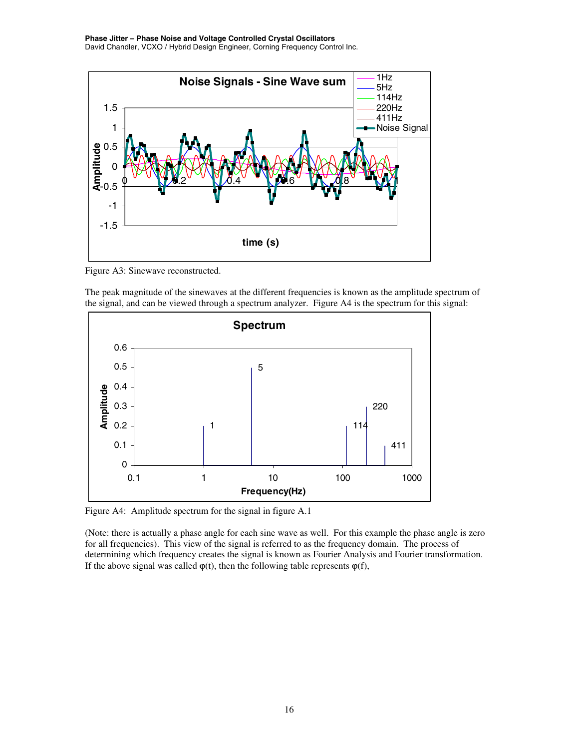Figure A3: Sinewave reconstructed.

The peak magnitude of the sinewaves at the different frequencies is known as the amplitude spectrum of the signal, and can be viewed through a spectrum analyzer. Figure A4 is the spectrum for this signal:

Figure A4: Amplitude spectrum for the signal in figure A.1

(Note: there is actually a phase angle for each sine wave as well. For this example the phase angle is zero for all frequencies). This view of the signal is referred to as the frequency domain. The process of determining which frequency creates the signal is known as Fourier Analysis and Fourier transformation. If the above signal was called $\varphi(t)$, then the following table represents $\varphi(f)$,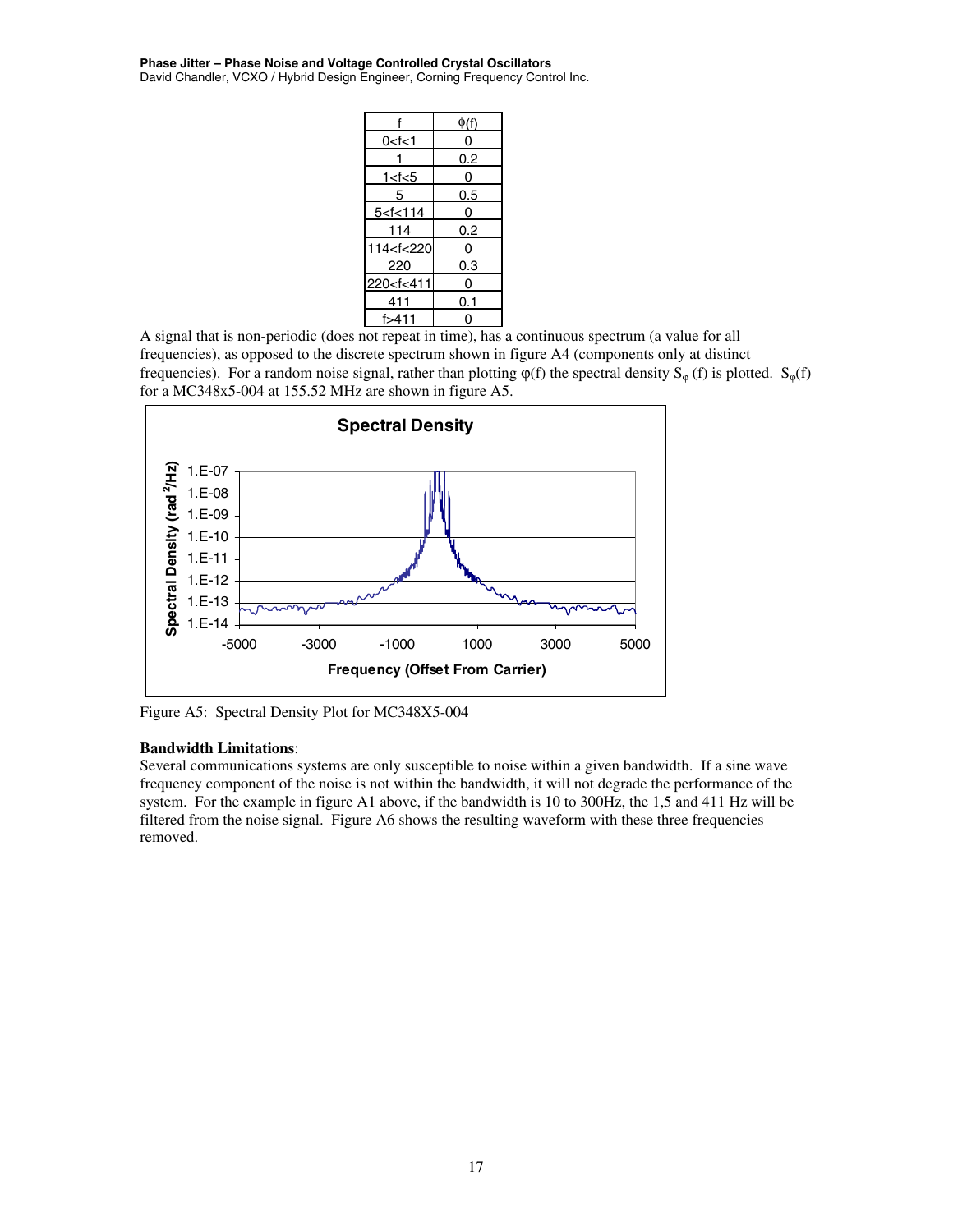| f | φ(f) |
|---|---|
| 0<f<1 | 0 |
| 1 | 0.2 |
| 1<f<5 | 0 |
| 5 | 0.5 |
| 5<f<114 | 0 |
| 114 | 0.2 |
| 114<f<220 | 0 |
| 220 | 0.3 |
| 220<f<411 | 0 |
| 411 | 0.1 |
| f>411 | 0 |

A signal that is non-periodic (does not repeat in time), has a continuous spectrum (a value for all frequencies), as opposed to the discrete spectrum shown in figure A4 (components only at distinct frequencies). For a random noise signal, rather than plotting $\varphi(f)$ the spectral density $S_\varphi(f)$ is plotted. $S_\varphi(f)$ for a MC348x5-004 at 155.52 MHz are shown in figure A5.

Figure A5: Spectral Density Plot for MC348X5-004

**Bandwidth Limitations**:

Several communications systems are only susceptible to noise within a given bandwidth. If a sine wave frequency component of the noise is not within the bandwidth, it will not degrade the performance of the system. For the example in figure A1 above, if the bandwidth is 10 to 300Hz, the 1,5 and 411 Hz will be filtered from the noise signal. Figure A6 shows the resulting waveform with these three frequencies removed.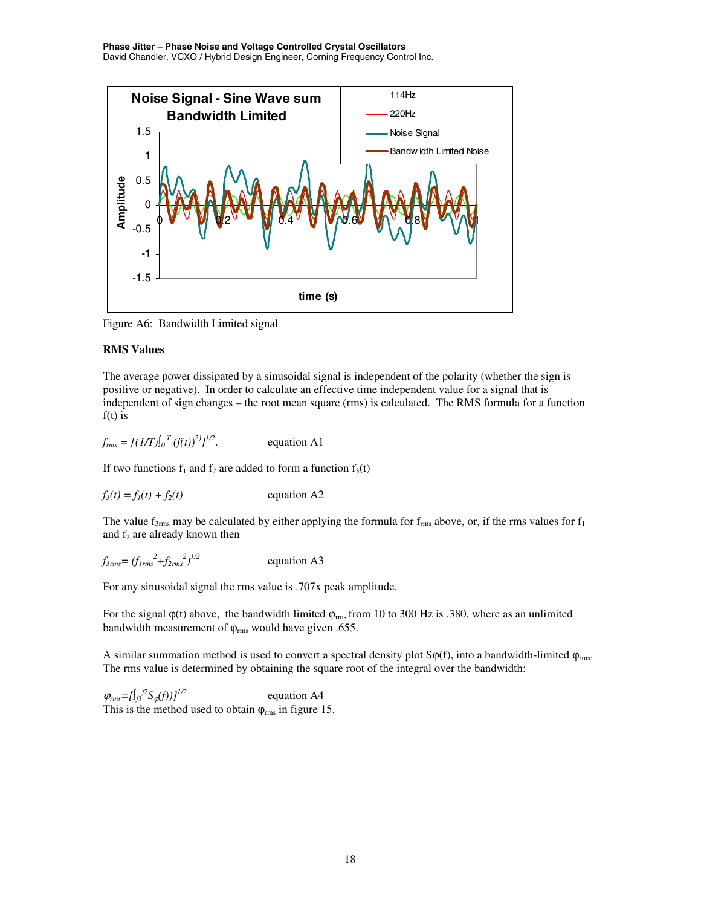Figure A6: Bandwidth Limited signal

**RMS Values**

The average power dissipated by a sinusoidal signal is independent of the polarity (whether the sign is positive or negative). In order to calculate an effective time independent value for a signal that is independent of sign changes – the root mean square (rms) is calculated. The RMS formula for a function f(t) is

$f_{rms} = [(1/T)\int_0^T (f(t))^2)]^{1/2}$. equation A1

If two functions $f_1$ and $f_2$ are added to form a function $f_3(t)$

$f_3(t) = f_1(t) + f_2(t)$ equation A2

The value $f_{3rms}$ may be calculated by either applying the formula for $f_{rms}$ above, or, if the rms values for $f_1$ and $f_2$ are already known then

$f_{3rms} = (f_{1rms}^2 + f_{2rms}^2)^{1/2}$ equation A3

For any sinusoidal signal the rms value is .707x peak amplitude.

For the signal $\varphi(t)$ above, the bandwidth limited $\varphi_{rms}$ from 10 to 300 Hz is .380, where as an unlimited bandwidth measurement of $\varphi_{rms}$ would have given .655.

A similar summation method is used to convert a spectral density plot $S\varphi(f)$, into a bandwidth-limited $\varphi_{rms}$. The rms value is determined by obtaining the square root of the integral over the bandwidth:

$\varphi_{rms} = [\int_{f1}^{f2} S_\varphi(f))]^{1/2}$ equation A4

This is the method used to obtain $\varphi_{rms}$ in figure 15.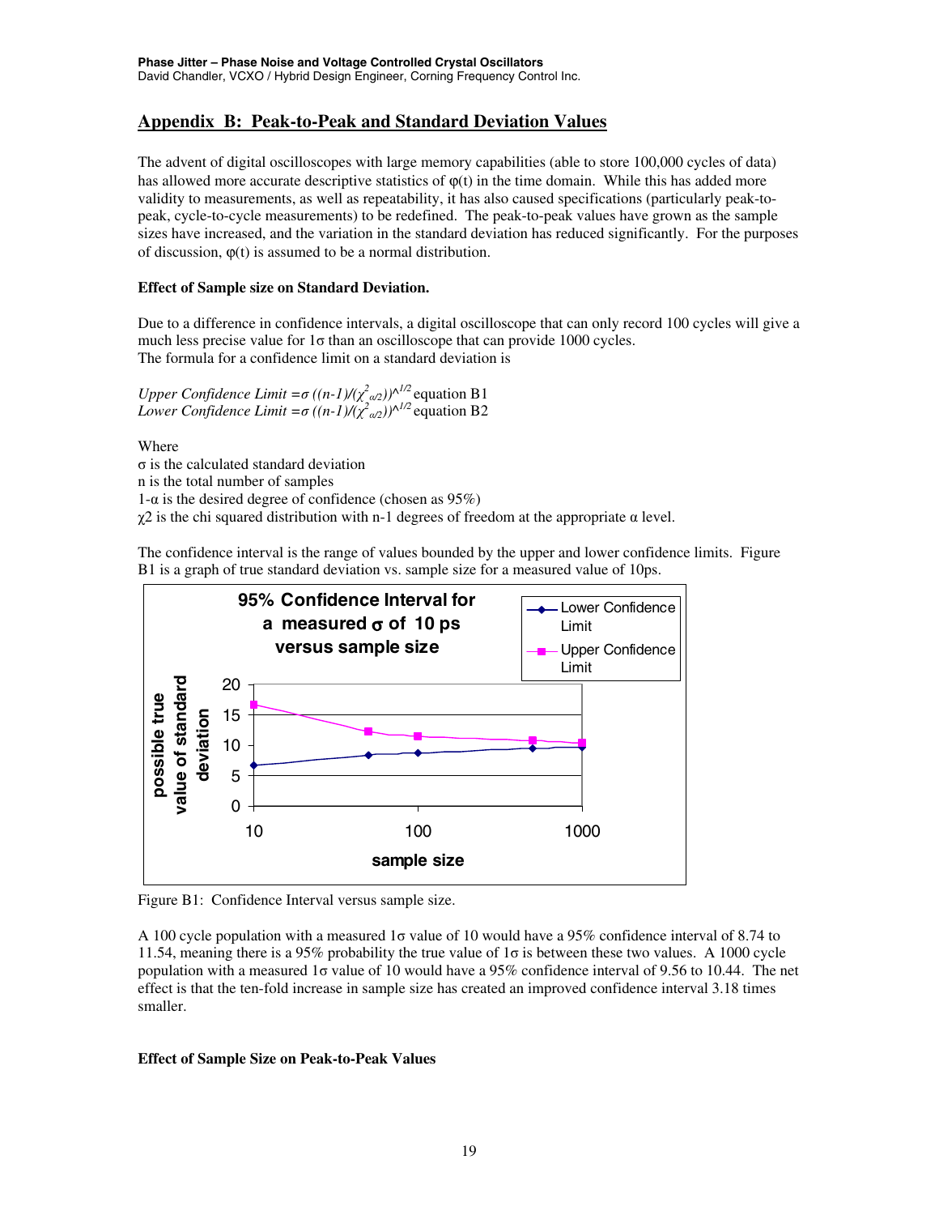## Appendix B: Peak-to-Peak and Standard Deviation Values

The advent of digital oscilloscopes with large memory capabilities (able to store 100,000 cycles of data) has allowed more accurate descriptive statistics of φ(t) in the time domain. While this has added more validity to measurements, as well as repeatability, it has also caused specifications (particularly peak-to-peak, cycle-to-cycle measurements) to be redefined. The peak-to-peak values have grown as the sample sizes have increased, and the variation in the standard deviation has reduced significantly. For the purposes of discussion, φ(t) is assumed to be a normal distribution.

**Effect of Sample size on Standard Deviation.**

Due to a difference in confidence intervals, a digital oscilloscope that can only record 100 cycles will give a much less precise value for 1σ than an oscilloscope that can provide 1000 cycles.
The formula for a confidence limit on a standard deviation is

*Upper Confidence Limit* $=\sigma\ ((n-1)/(\chi^2_{\alpha/2}))^{1/2}$ equation B1
*Lower Confidence Limit* $=\sigma\ ((n-1)/(\chi^2_{\alpha/2}))^{1/2}$ equation B2

Where
σ is the calculated standard deviation
n is the total number of samples
1-α is the desired degree of confidence (chosen as 95%)
χ2 is the chi squared distribution with n-1 degrees of freedom at the appropriate α level.

The confidence interval is the range of values bounded by the upper and lower confidence limits. Figure B1 is a graph of true standard deviation vs. sample size for a measured value of 10ps.

Figure B1: Confidence Interval versus sample size.

A 100 cycle population with a measured 1σ value of 10 would have a 95% confidence interval of 8.74 to 11.54, meaning there is a 95% probability the true value of 1σ is between these two values. A 1000 cycle population with a measured 1σ value of 10 would have a 95% confidence interval of 9.56 to 10.44. The net effect is that the ten-fold increase in sample size has created an improved confidence interval 3.18 times smaller.

**Effect of Sample Size on Peak-to-Peak Values**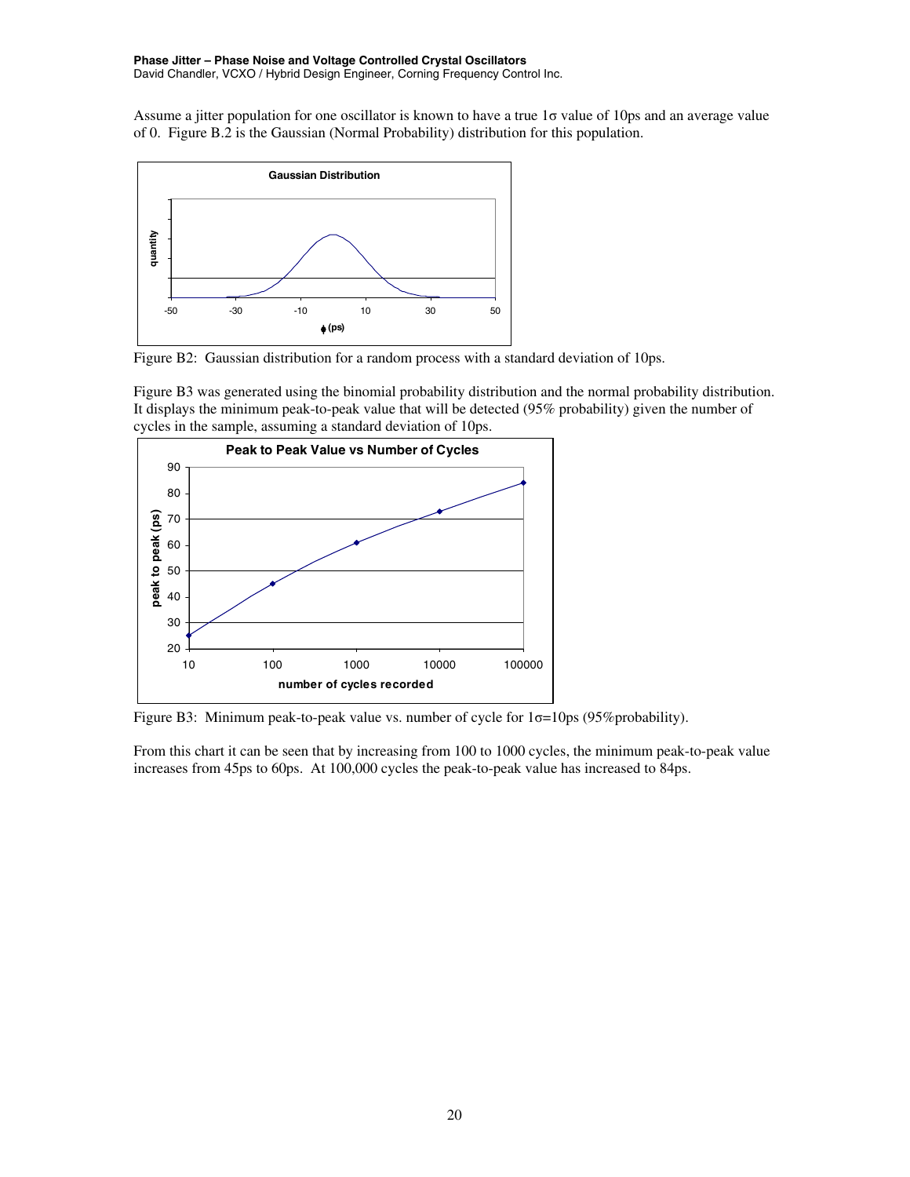Assume a jitter population for one oscillator is known to have a true 1σ value of 10ps and an average value of 0. Figure B.2 is the Gaussian (Normal Probability) distribution for this population.

Figure B2: Gaussian distribution for a random process with a standard deviation of 10ps.

Figure B3 was generated using the binomial probability distribution and the normal probability distribution. It displays the minimum peak-to-peak value that will be detected (95% probability) given the number of cycles in the sample, assuming a standard deviation of 10ps.

Figure B3: Minimum peak-to-peak value vs. number of cycle for 1σ=10ps (95%probability).

From this chart it can be seen that by increasing from 100 to 1000 cycles, the minimum peak-to-peak value increases from 45ps to 60ps. At 100,000 cycles the peak-to-peak value has increased to 84ps.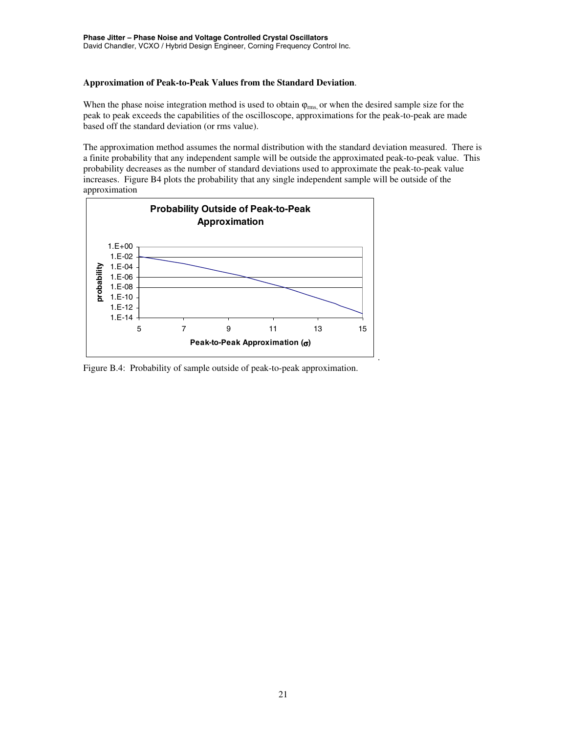**Approximation of Peak-to-Peak Values from the Standard Deviation**.

When the phase noise integration method is used to obtain $\varphi_{rms,}$ or when the desired sample size for the peak to peak exceeds the capabilities of the oscilloscope, approximations for the peak-to-peak are made based off the standard deviation (or rms value).

The approximation method assumes the normal distribution with the standard deviation measured. There is a finite probability that any independent sample will be outside the approximated peak-to-peak value. This probability decreases as the number of standard deviations used to approximate the peak-to-peak value increases. Figure B4 plots the probability that any single independent sample will be outside of the approximation

**Probability Outside of Peak-to-Peak Approximation**

probability: 1.E+00, 1.E-02, 1.E-04, 1.E-06, 1.E-08, 1.E-10, 1.E-12, 1.E-14

Peak-to-Peak Approximation ($\sigma$): 5, 7, 9, 11, 13, 15

Figure B.4: Probability of sample outside of peak-to-peak approximation.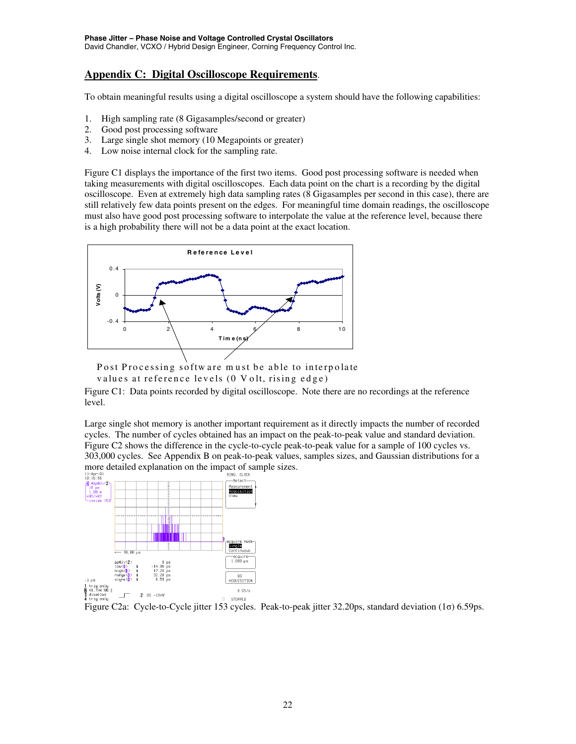## Appendix C: Digital Oscilloscope Requirements.

To obtain meaningful results using a digital oscilloscope a system should have the following capabilities:

1. High sampling rate (8 Gigasamples/second or greater)
2. Good post processing software
3. Large single shot memory (10 Megapoints or greater)
4. Low noise internal clock for the sampling rate.

Figure C1 displays the importance of the first two items. Good post processing software is needed when taking measurements with digital oscilloscopes. Each data point on the chart is a recording by the digital oscilloscope. Even at extremely high data sampling rates (8 Gigasamples per second in this case), there are still relatively few data points present on the edges. For meaningful time domain readings, the oscilloscope must also have good post processing software to interpolate the value at the reference level, because there is a high probability there will not be a data point at the exact location.

Post Processing software must be able to interpolate values at reference levels (0 Volt, rising edge)

Figure C1: Data points recorded by digital oscilloscope. Note there are no recordings at the reference level.

Large single shot memory is another important requirement as it directly impacts the number of recorded cycles. The number of cycles obtained has an impact on the peak-to-peak value and standard deviation. Figure C2 shows the difference in the cycle-to-cycle peak-to-peak value for a sample of 100 cycles vs. 303,000 cycles. See Appendix B on peak-to-peak values, samples sizes, and Gaussian distributions for a more detailed explanation on the impact of sample sizes.

Figure C2a: Cycle-to-Cycle jitter 153 cycles. Peak-to-peak jitter 32.20ps, standard deviation (1σ) 6.59ps.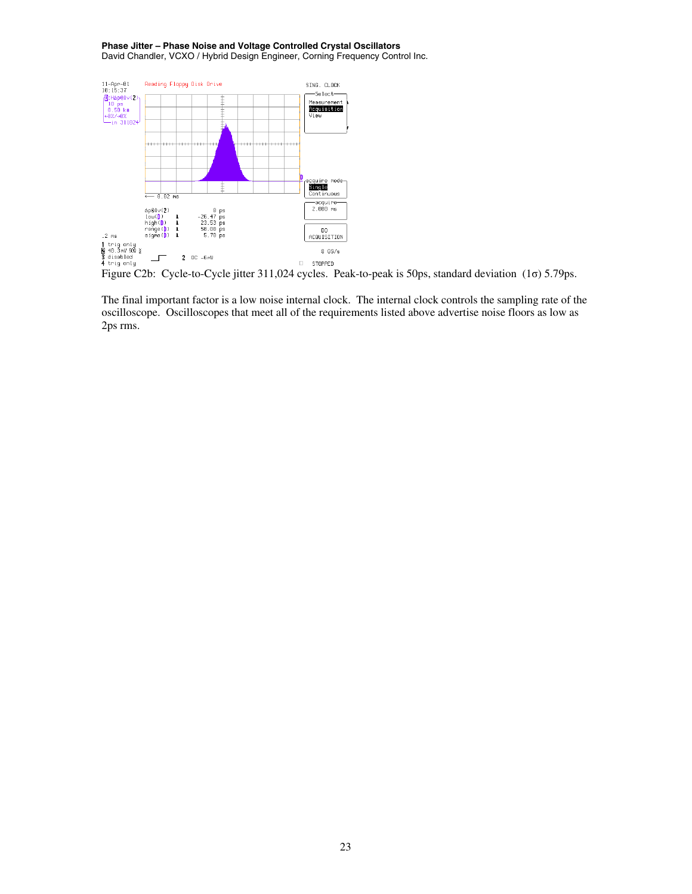Figure C2b: Cycle-to-Cycle jitter 311,024 cycles. Peak-to-peak is 50ps, standard deviation (1σ) 5.79ps.

The final important factor is a low noise internal clock. The internal clock controls the sampling rate of the oscilloscope. Oscilloscopes that meet all of the requirements listed above advertise noise floors as low as 2ps rms.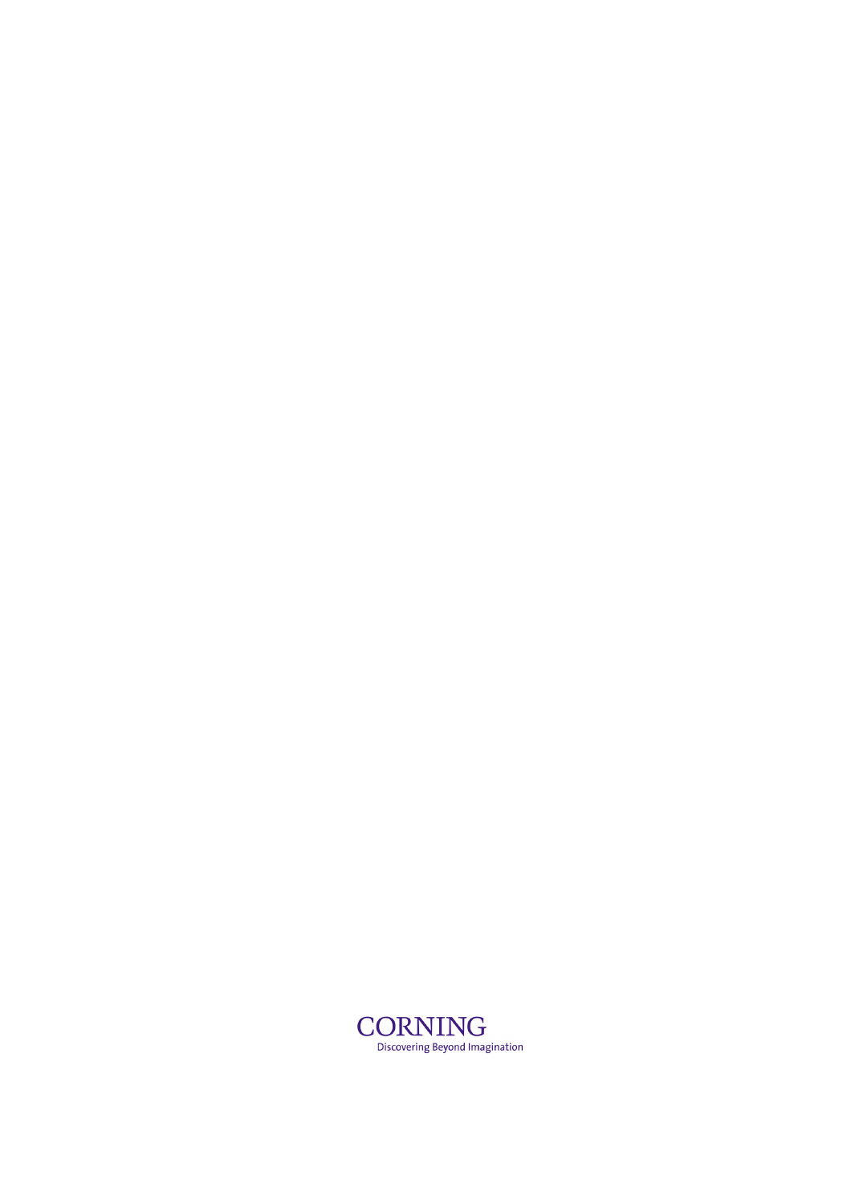CORNING
Discovering Beyond Imagination